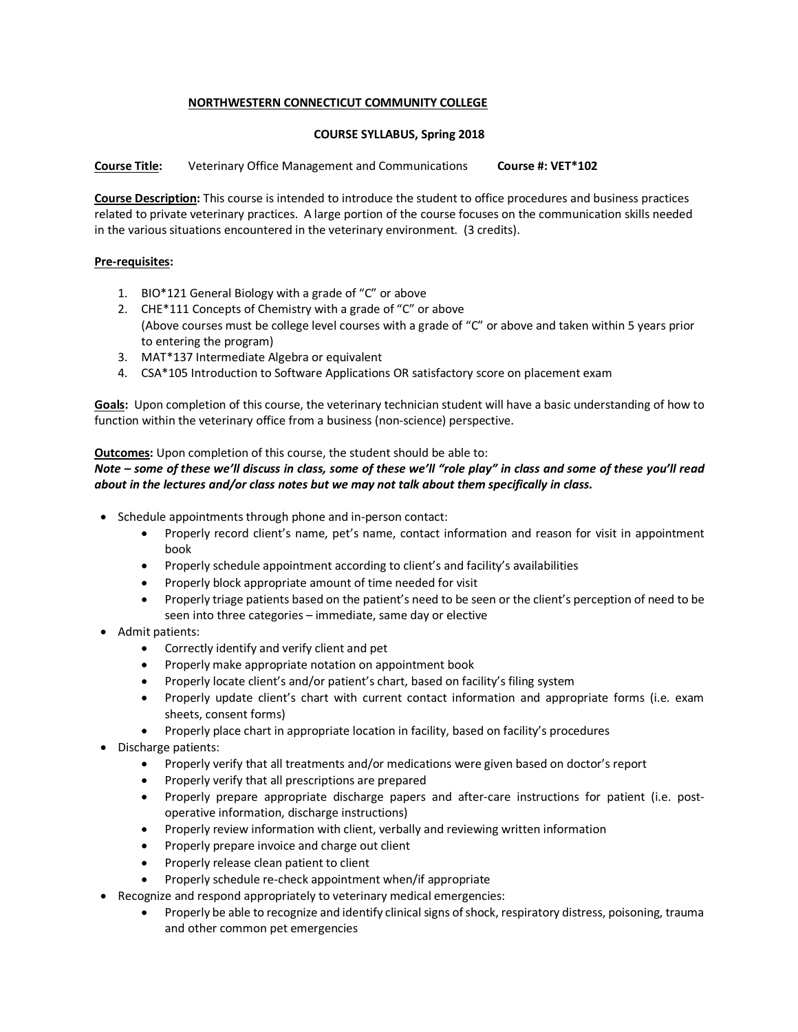**NORTHWESTERN CONNECTICUT COMMUNITY COLLEGE**

**COURSE SYLLABUS, Spring 2018**

**Course Title:** Veterinary Office Management and Communications **Course #: VET*102**

**Course Description:** This course is intended to introduce the student to office procedures and business practices related to private veterinary practices. A large portion of the course focuses on the communication skills needed in the various situations encountered in the veterinary environment. (3 credits).

**Pre-requisites:**

1. BIO*121 General Biology with a grade of "C" or above
2. CHE*111 Concepts of Chemistry with a grade of "C" or above
   (Above courses must be college level courses with a grade of "C" or above and taken within 5 years prior to entering the program)
3. MAT*137 Intermediate Algebra or equivalent
4. CSA*105 Introduction to Software Applications OR satisfactory score on placement exam

**Goals:** Upon completion of this course, the veterinary technician student will have a basic understanding of how to function within the veterinary office from a business (non-science) perspective.

**Outcomes:** Upon completion of this course, the student should be able to:
***Note – some of these we'll discuss in class, some of these we'll "role play" in class and some of these you'll read about in the lectures and/or class notes but we may not talk about them specifically in class.***

- Schedule appointments through phone and in-person contact:
  - Properly record client's name, pet's name, contact information and reason for visit in appointment book
  - Properly schedule appointment according to client's and facility's availabilities
  - Properly block appropriate amount of time needed for visit
  - Properly triage patients based on the patient's need to be seen or the client's perception of need to be seen into three categories – immediate, same day or elective
- Admit patients:
  - Correctly identify and verify client and pet
  - Properly make appropriate notation on appointment book
  - Properly locate client's and/or patient's chart, based on facility's filing system
  - Properly update client's chart with current contact information and appropriate forms (i.e. exam sheets, consent forms)
  - Properly place chart in appropriate location in facility, based on facility's procedures
- Discharge patients:
  - Properly verify that all treatments and/or medications were given based on doctor's report
  - Properly verify that all prescriptions are prepared
  - Properly prepare appropriate discharge papers and after-care instructions for patient (i.e. post-operative information, discharge instructions)
  - Properly review information with client, verbally and reviewing written information
  - Properly prepare invoice and charge out client
  - Properly release clean patient to client
  - Properly schedule re-check appointment when/if appropriate
- Recognize and respond appropriately to veterinary medical emergencies:
  - Properly be able to recognize and identify clinical signs of shock, respiratory distress, poisoning, trauma and other common pet emergencies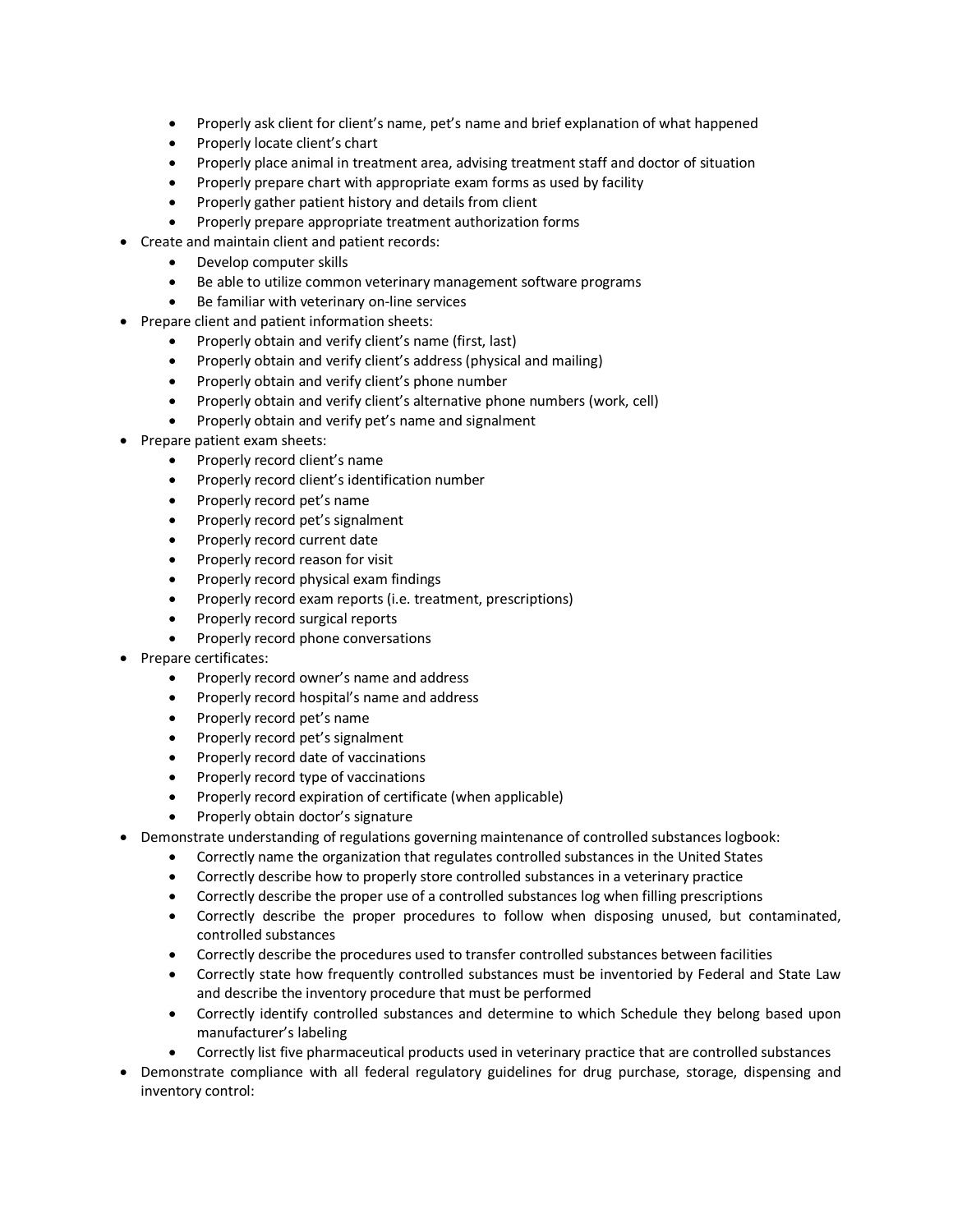- Properly ask client for client's name, pet's name and brief explanation of what happened
    - Properly locate client's chart
    - Properly place animal in treatment area, advising treatment staff and doctor of situation
    - Properly prepare chart with appropriate exam forms as used by facility
    - Properly gather patient history and details from client
    - Properly prepare appropriate treatment authorization forms
- Create and maintain client and patient records:
    - Develop computer skills
    - Be able to utilize common veterinary management software programs
    - Be familiar with veterinary on-line services
- Prepare client and patient information sheets:
    - Properly obtain and verify client's name (first, last)
    - Properly obtain and verify client's address (physical and mailing)
    - Properly obtain and verify client's phone number
    - Properly obtain and verify client's alternative phone numbers (work, cell)
    - Properly obtain and verify pet's name and signalment
- Prepare patient exam sheets:
    - Properly record client's name
    - Properly record client's identification number
    - Properly record pet's name
    - Properly record pet's signalment
    - Properly record current date
    - Properly record reason for visit
    - Properly record physical exam findings
    - Properly record exam reports (i.e. treatment, prescriptions)
    - Properly record surgical reports
    - Properly record phone conversations
- Prepare certificates:
    - Properly record owner's name and address
    - Properly record hospital's name and address
    - Properly record pet's name
    - Properly record pet's signalment
    - Properly record date of vaccinations
    - Properly record type of vaccinations
    - Properly record expiration of certificate (when applicable)
    - Properly obtain doctor's signature
- Demonstrate understanding of regulations governing maintenance of controlled substances logbook:
    - Correctly name the organization that regulates controlled substances in the United States
    - Correctly describe how to properly store controlled substances in a veterinary practice
    - Correctly describe the proper use of a controlled substances log when filling prescriptions
    - Correctly describe the proper procedures to follow when disposing unused, but contaminated, controlled substances
    - Correctly describe the procedures used to transfer controlled substances between facilities
    - Correctly state how frequently controlled substances must be inventoried by Federal and State Law and describe the inventory procedure that must be performed
    - Correctly identify controlled substances and determine to which Schedule they belong based upon manufacturer's labeling
    - Correctly list five pharmaceutical products used in veterinary practice that are controlled substances
- Demonstrate compliance with all federal regulatory guidelines for drug purchase, storage, dispensing and inventory control: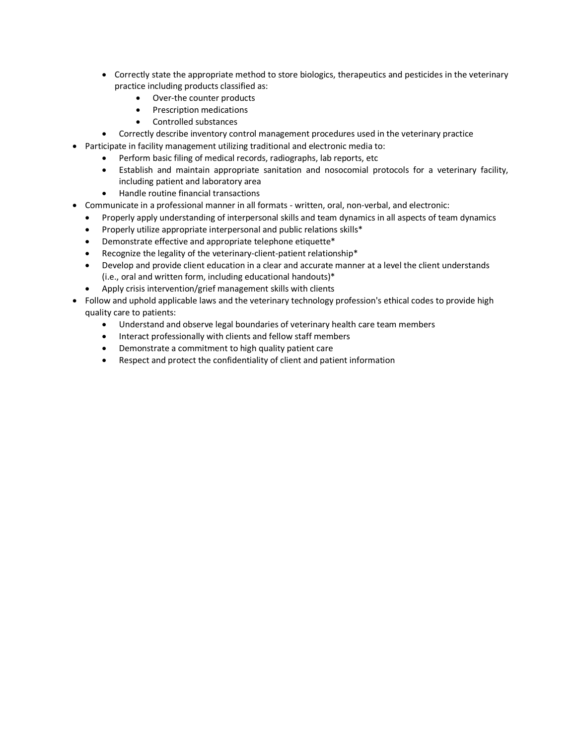- Correctly state the appropriate method to store biologics, therapeutics and pesticides in the veterinary practice including products classified as:
    - Over-the counter products
    - Prescription medications
    - Controlled substances
  - Correctly describe inventory control management procedures used in the veterinary practice
- Participate in facility management utilizing traditional and electronic media to:
  - Perform basic filing of medical records, radiographs, lab reports, etc
  - Establish and maintain appropriate sanitation and nosocomial protocols for a veterinary facility, including patient and laboratory area
  - Handle routine financial transactions
- Communicate in a professional manner in all formats - written, oral, non-verbal, and electronic:
  - Properly apply understanding of interpersonal skills and team dynamics in all aspects of team dynamics
  - Properly utilize appropriate interpersonal and public relations skills*
  - Demonstrate effective and appropriate telephone etiquette*
  - Recognize the legality of the veterinary-client-patient relationship*
  - Develop and provide client education in a clear and accurate manner at a level the client understands (i.e., oral and written form, including educational handouts)*
  - Apply crisis intervention/grief management skills with clients
- Follow and uphold applicable laws and the veterinary technology profession's ethical codes to provide high quality care to patients:
  - Understand and observe legal boundaries of veterinary health care team members
  - Interact professionally with clients and fellow staff members
  - Demonstrate a commitment to high quality patient care
  - Respect and protect the confidentiality of client and patient information